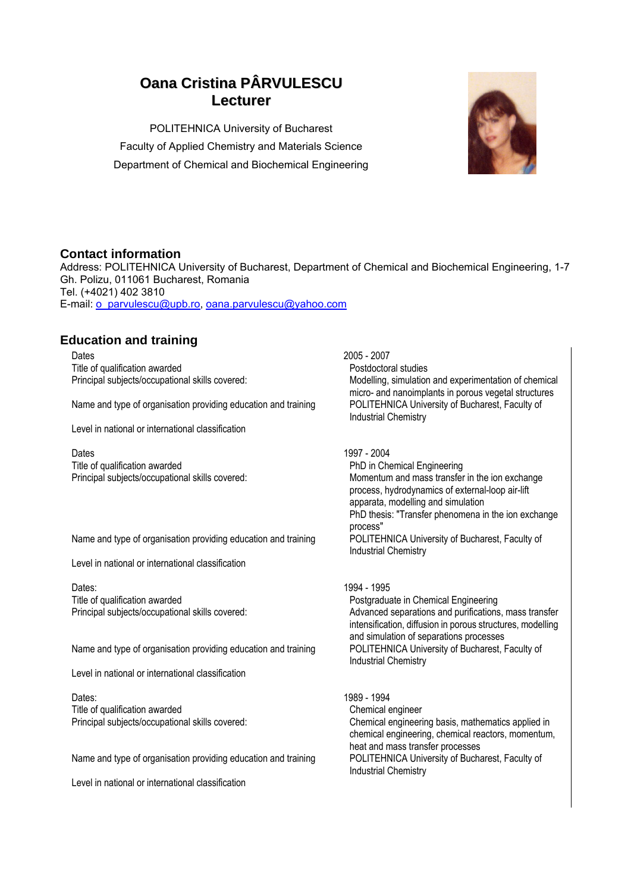# Oana Cristina PÂRVULESCU
# Lecturer

POLITEHNICA University of Bucharest
Faculty of Applied Chemistry and Materials Science
Department of Chemical and Biochemical Engineering

## Contact information

Address: POLITEHNICA University of Bucharest, Department of Chemical and Biochemical Engineering, 1-7 Gh. Polizu, 011061 Bucharest, Romania
Tel. (+4021) 402 3810
E-mail: o_parvulescu@upb.ro, oana.parvulescu@yahoo.com

## Education and training

| | |
|---|---|
| Dates | 2005 - 2007 |
| Title of qualification awarded | Postdoctoral studies |
| Principal subjects/occupational skills covered: | Modelling, simulation and experimentation of chemical micro- and nanoimplants in porous vegetal structures |
| Name and type of organisation providing education and training | POLITEHNICA University of Bucharest, Faculty of Industrial Chemistry |
| Level in national or international classification | |
| Dates | 1997 - 2004 |
| Title of qualification awarded | PhD in Chemical Engineering |
| Principal subjects/occupational skills covered: | Momentum and mass transfer in the ion exchange process, hydrodynamics of external-loop air-lift apparata, modelling and simulation<br>PhD thesis: "Transfer phenomena in the ion exchange process" |
| Name and type of organisation providing education and training | POLITEHNICA University of Bucharest, Faculty of Industrial Chemistry |
| Level in national or international classification | |
| Dates: | 1994 - 1995 |
| Title of qualification awarded | Postgraduate in Chemical Engineering |
| Principal subjects/occupational skills covered: | Advanced separations and purifications, mass transfer intensification, diffusion in porous structures, modelling and simulation of separations processes |
| Name and type of organisation providing education and training | POLITEHNICA University of Bucharest, Faculty of Industrial Chemistry |
| Level in national or international classification | |
| Dates: | 1989 - 1994 |
| Title of qualification awarded | Chemical engineer |
| Principal subjects/occupational skills covered: | Chemical engineering basis, mathematics applied in chemical engineering, chemical reactors, momentum, heat and mass transfer processes |
| Name and type of organisation providing education and training | POLITEHNICA University of Bucharest, Faculty of Industrial Chemistry |
| Level in national or international classification | |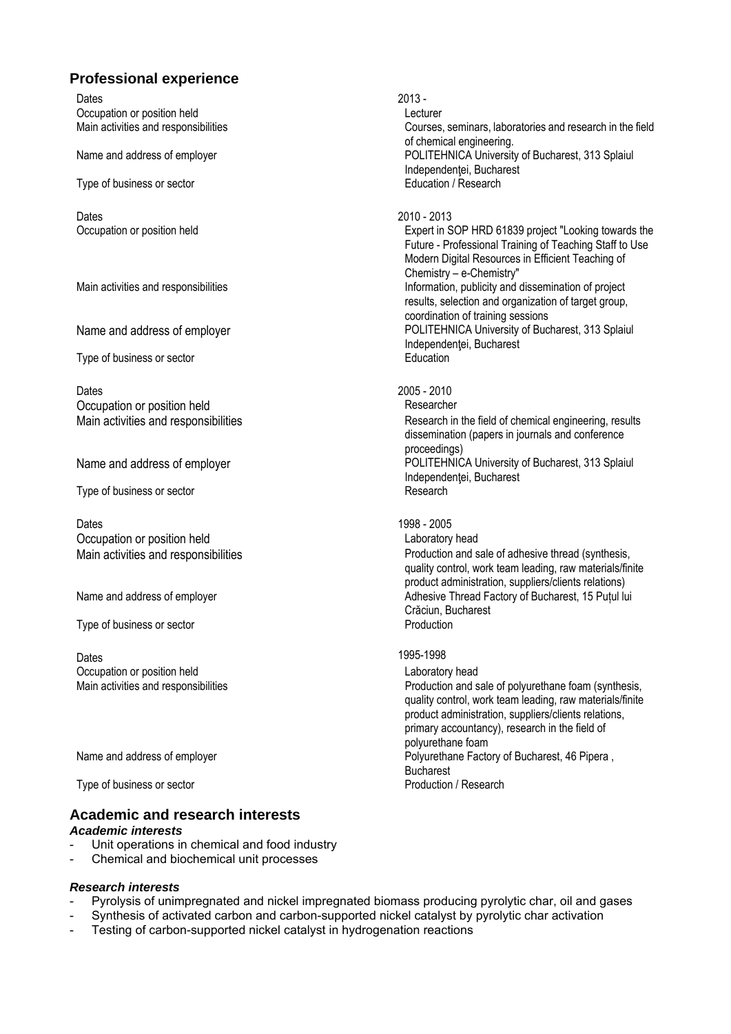## Professional experience

| | |
|---|---|
| Dates | 2013 - |
| Occupation or position held | Lecturer |
| Main activities and responsibilities | Courses, seminars, laboratories and research in the field of chemical engineering. |
| Name and address of employer | POLITEHNICA University of Bucharest, 313 Splaiul Independenţei, Bucharest |
| Type of business or sector | Education / Research |
| | |
| Dates | 2010 - 2013 |
| Occupation or position held | Expert in SOP HRD 61839 project "Looking towards the Future - Professional Training of Teaching Staff to Use Modern Digital Resources in Efficient Teaching of Chemistry – e-Chemistry" |
| Main activities and responsibilities | Information, publicity and dissemination of project results, selection and organization of target group, coordination of training sessions |
| Name and address of employer | POLITEHNICA University of Bucharest, 313 Splaiul Independenţei, Bucharest |
| Type of business or sector | Education |
| | |
| Dates | 2005 - 2010 |
| Occupation or position held | Researcher |
| Main activities and responsibilities | Research in the field of chemical engineering, results dissemination (papers in journals and conference proceedings) |
| Name and address of employer | POLITEHNICA University of Bucharest, 313 Splaiul Independenţei, Bucharest |
| Type of business or sector | Research |
| | |
| Dates | 1998 - 2005 |
| Occupation or position held | Laboratory head |
| Main activities and responsibilities | Production and sale of adhesive thread (synthesis, quality control, work team leading, raw materials/finite product administration, suppliers/clients relations) |
| Name and address of employer | Adhesive Thread Factory of Bucharest, 15 Puțul lui Crăciun, Bucharest |
| Type of business or sector | Production |
| | |
| Dates | 1995-1998 |
| Occupation or position held | Laboratory head |
| Main activities and responsibilities | Production and sale of polyurethane foam (synthesis, quality control, work team leading, raw materials/finite product administration, suppliers/clients relations, primary accountancy), research in the field of polyurethane foam |
| Name and address of employer | Polyurethane Factory of Bucharest, 46 Pipera , Bucharest |
| Type of business or sector | Production / Research |

## Academic and research interests

***Academic interests***

- Unit operations in chemical and food industry
- Chemical and biochemical unit processes

***Research interests***

- Pyrolysis of unimpregnated and nickel impregnated biomass producing pyrolytic char, oil and gases
- Synthesis of activated carbon and carbon-supported nickel catalyst by pyrolytic char activation
- Testing of carbon-supported nickel catalyst in hydrogenation reactions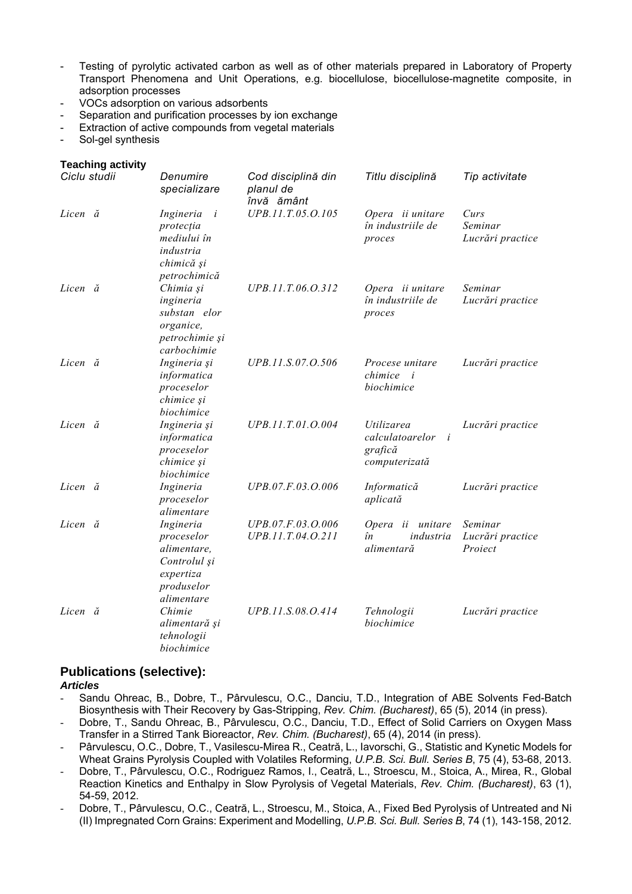- Testing of pyrolytic activated carbon as well as of other materials prepared in Laboratory of Property Transport Phenomena and Unit Operations, e.g. biocellulose, biocellulose-magnetite composite, in adsorption processes
- VOCs adsorption on various adsorbents
- Separation and purification processes by ion exchange
- Extraction of active compounds from vegetal materials
- Sol-gel synthesis

**Teaching activity**

| *Ciclu studii* | *Denumire specializare* | *Cod disciplină din planul de învă ământ* | *Titlu disciplină* | *Tip activitate* |
|---|---|---|---|---|
| *Licen ă* | *Ingineria i protecția mediului în industria chimică şi petrochimică* | *UPB.11.T.05.O.105* | *Opera ii unitare în industriile de proces* | *Curs Seminar Lucrări practice* |
| *Licen ă* | *Chimia şi ingineria substan elor organice, petrochimie şi carbochimie* | *UPB.11.T.06.O.312* | *Opera ii unitare în industriile de proces* | *Seminar Lucrări practice* |
| *Licen ă* | *Ingineria şi informatica proceselor chimice şi biochimice* | *UPB.11.S.07.O.506* | *Procese unitare chimice i biochimice* | *Lucrări practice* |
| *Licen ă* | *Ingineria şi informatica proceselor chimice şi biochimice* | *UPB.11.T.01.O.004* | *Utilizarea calculatoarelor i grafică computerizată* | *Lucrări practice* |
| *Licen ă* | *Ingineria proceselor alimentare* | *UPB.07.F.03.O.006* | *Informatică aplicată* | *Lucrări practice* |
| *Licen ă* | *Ingineria proceselor alimentare, Controlul şi expertiza produselor alimentare* | *UPB.07.F.03.O.006 UPB.11.T.04.O.211* | *Opera ii unitare în industria alimentară* | *Seminar Lucrări practice Proiect* |
| *Licen ă* | *Chimie alimentară şi tehnologii biochimice* | *UPB.11.S.08.O.414* | *Tehnologii biochimice* | *Lucrări practice* |

## Publications (selective):

***Articles***

- Sandu Ohreac, B., Dobre, T., Pârvulescu, O.C., Danciu, T.D., Integration of ABE Solvents Fed-Batch Biosynthesis with Their Recovery by Gas-Stripping, *Rev. Chim. (Bucharest)*, 65 (5), 2014 (in press).
- Dobre, T., Sandu Ohreac, B., Pârvulescu, O.C., Danciu, T.D., Effect of Solid Carriers on Oxygen Mass Transfer in a Stirred Tank Bioreactor, *Rev. Chim. (Bucharest)*, 65 (4), 2014 (in press).
- Pârvulescu, O.C., Dobre, T., Vasilescu-Mirea R., Ceatră, L., Iavorschi, G., Statistic and Kynetic Models for Wheat Grains Pyrolysis Coupled with Volatiles Reforming, *U.P.B. Sci. Bull. Series B*, 75 (4), 53-68, 2013.
- Dobre, T., Pârvulescu, O.C., Rodriguez Ramos, I., Ceatră, L., Stroescu, M., Stoica, A., Mirea, R., Global Reaction Kinetics and Enthalpy in Slow Pyrolysis of Vegetal Materials, *Rev. Chim. (Bucharest)*, 63 (1), 54-59, 2012.
- Dobre, T., Pârvulescu, O.C., Ceatră, L., Stroescu, M., Stoica, A., Fixed Bed Pyrolysis of Untreated and Ni (II) Impregnated Corn Grains: Experiment and Modelling, *U.P.B. Sci. Bull. Series B*, 74 (1), 143-158, 2012.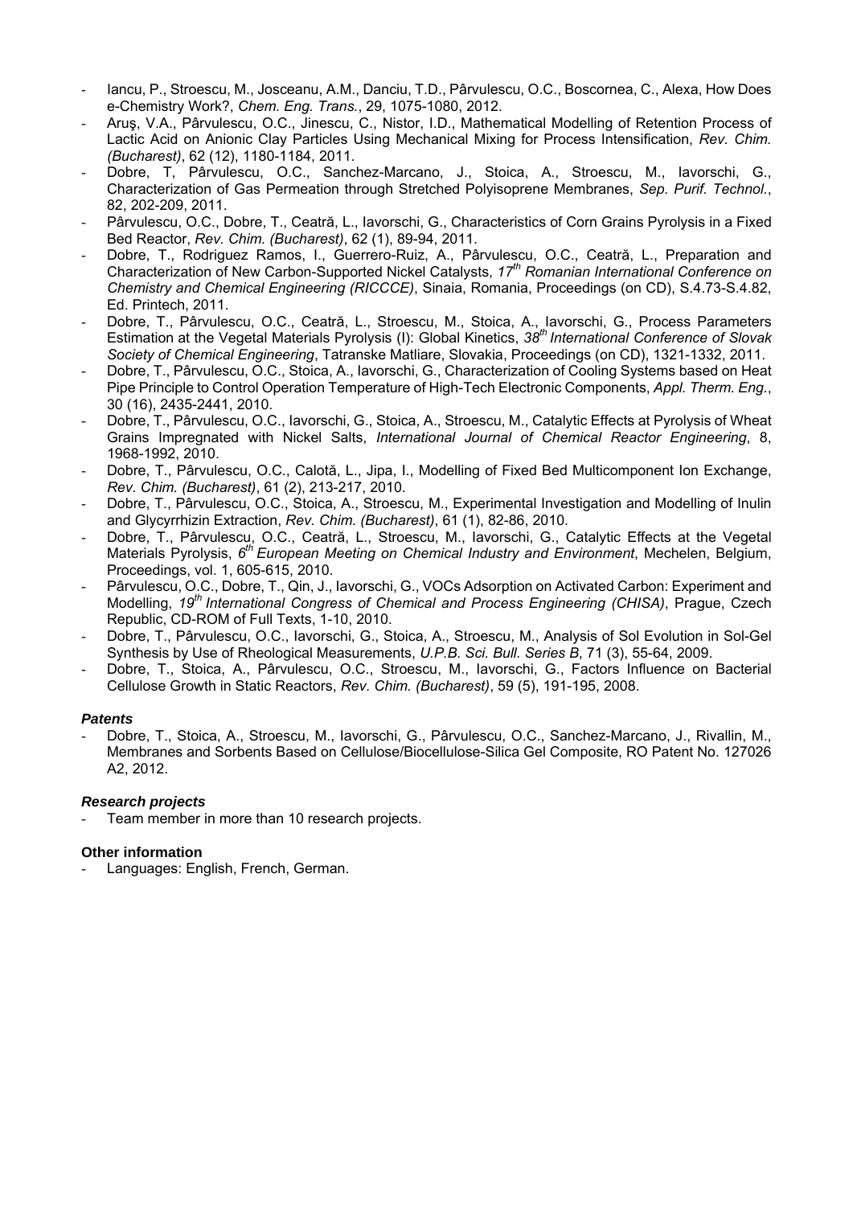- Iancu, P., Stroescu, M., Josceanu, A.M., Danciu, T.D., Pârvulescu, O.C., Boscornea, C., Alexa, How Does e-Chemistry Work?, *Chem. Eng. Trans.*, 29, 1075-1080, 2012.
- Aruş, V.A., Pârvulescu, O.C., Jinescu, C., Nistor, I.D., Mathematical Modelling of Retention Process of Lactic Acid on Anionic Clay Particles Using Mechanical Mixing for Process Intensification, *Rev. Chim. (Bucharest)*, 62 (12), 1180-1184, 2011.
- Dobre, T, Pârvulescu, O.C., Sanchez-Marcano, J., Stoica, A., Stroescu, M., Iavorschi, G., Characterization of Gas Permeation through Stretched Polyisoprene Membranes, *Sep. Purif. Technol.*, 82, 202-209, 2011.
- Pârvulescu, O.C., Dobre, T., Ceatră, L., Iavorschi, G., Characteristics of Corn Grains Pyrolysis in a Fixed Bed Reactor, *Rev. Chim. (Bucharest)*, 62 (1), 89-94, 2011.
- Dobre, T., Rodriguez Ramos, I., Guerrero-Ruiz, A., Pârvulescu, O.C., Ceatră, L., Preparation and Characterization of New Carbon-Supported Nickel Catalysts, *17th Romanian International Conference on Chemistry and Chemical Engineering (RICCCE)*, Sinaia, Romania, Proceedings (on CD), S.4.73-S.4.82, Ed. Printech, 2011.
- Dobre, T., Pârvulescu, O.C., Ceatră, L., Stroescu, M., Stoica, A., Iavorschi, G., Process Parameters Estimation at the Vegetal Materials Pyrolysis (I): Global Kinetics, *38th International Conference of Slovak Society of Chemical Engineering*, Tatranske Matliare, Slovakia, Proceedings (on CD), 1321-1332, 2011.
- Dobre, T., Pârvulescu, O.C., Stoica, A., Iavorschi, G., Characterization of Cooling Systems based on Heat Pipe Principle to Control Operation Temperature of High-Tech Electronic Components, *Appl. Therm. Eng.*, 30 (16), 2435-2441, 2010.
- Dobre, T., Pârvulescu, O.C., Iavorschi, G., Stoica, A., Stroescu, M., Catalytic Effects at Pyrolysis of Wheat Grains Impregnated with Nickel Salts, *International Journal of Chemical Reactor Engineering*, 8, 1968-1992, 2010.
- Dobre, T., Pârvulescu, O.C., Calotă, L., Jipa, I., Modelling of Fixed Bed Multicomponent Ion Exchange, *Rev. Chim. (Bucharest)*, 61 (2), 213-217, 2010.
- Dobre, T., Pârvulescu, O.C., Stoica, A., Stroescu, M., Experimental Investigation and Modelling of Inulin and Glycyrrhizin Extraction, *Rev. Chim. (Bucharest)*, 61 (1), 82-86, 2010.
- Dobre, T., Pârvulescu, O.C., Ceatră, L., Stroescu, M., Iavorschi, G., Catalytic Effects at the Vegetal Materials Pyrolysis, *6th European Meeting on Chemical Industry and Environment*, Mechelen, Belgium, Proceedings, vol. 1, 605-615, 2010.
- Pârvulescu, O.C., Dobre, T., Qin, J., Iavorschi, G., VOCs Adsorption on Activated Carbon: Experiment and Modelling, *19th International Congress of Chemical and Process Engineering (CHISA)*, Prague, Czech Republic, CD-ROM of Full Texts, 1-10, 2010.
- Dobre, T., Pârvulescu, O.C., Iavorschi, G., Stoica, A., Stroescu, M., Analysis of Sol Evolution in Sol-Gel Synthesis by Use of Rheological Measurements, *U.P.B. Sci. Bull. Series B*, 71 (3), 55-64, 2009.
- Dobre, T., Stoica, A., Pârvulescu, O.C., Stroescu, M., Iavorschi, G., Factors Influence on Bacterial Cellulose Growth in Static Reactors, *Rev. Chim. (Bucharest)*, 59 (5), 191-195, 2008.

### *Patents*

- Dobre, T., Stoica, A., Stroescu, M., Iavorschi, G., Pârvulescu, O.C., Sanchez-Marcano, J., Rivallin, M., Membranes and Sorbents Based on Cellulose/Biocellulose-Silica Gel Composite, RO Patent No. 127026 A2, 2012.

### *Research projects*

- Team member in more than 10 research projects.

### Other information

- Languages: English, French, German.